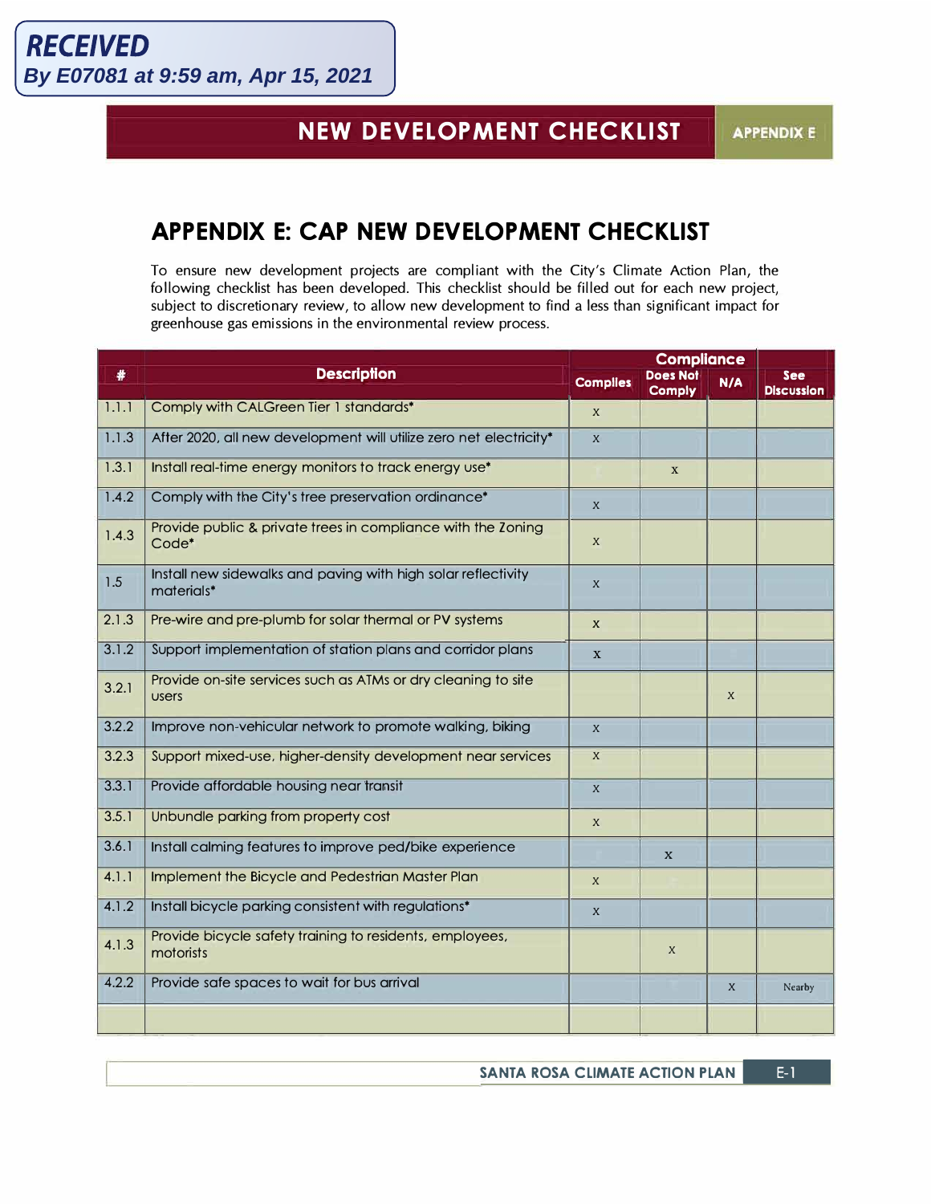**RECEIVED**
**By E07081 at 9:59 am, Apr 15, 2021**

# NEW DEVELOPMENT CHECKLIST

APPENDIX E

## APPENDIX E: CAP NEW DEVELOPMENT CHECKLIST

To ensure new development projects are compliant with the City's Climate Action Plan, the following checklist has been developed. This checklist should be filled out for each new project, subject to discretionary review, to allow new development to find a less than significant impact for greenhouse gas emissions in the environmental review process.

| # | Description | Compliance | | | See Discussion |
|---|---|---|---|---|---|
| | | Complies | Does Not Comply | N/A | |
| 1.1.1 | Comply with CALGreen Tier 1 standards* | x | | | |
| 1.1.3 | After 2020, all new development will utilize zero net electricity* | x | | | |
| 1.3.1 | Install real-time energy monitors to track energy use* | | x | | |
| 1.4.2 | Comply with the City's tree preservation ordinance* | x | | | |
| 1.4.3 | Provide public & private trees in compliance with the Zoning Code* | x | | | |
| 1.5 | Install new sidewalks and paving with high solar reflectivity materials* | x | | | |
| 2.1.3 | Pre-wire and pre-plumb for solar thermal or PV systems | x | | | |
| 3.1.2 | Support implementation of station plans and corridor plans | x | | | |
| 3.2.1 | Provide on-site services such as ATMs or dry cleaning to site users | | | x | |
| 3.2.2 | Improve non-vehicular network to promote walking, biking | x | | | |
| 3.2.3 | Support mixed-use, higher-density development near services | x | | | |
| 3.3.1 | Provide affordable housing near transit | x | | | |
| 3.5.1 | Unbundle parking from property cost | x | | | |
| 3.6.1 | Install calming features to improve ped/bike experience | | x | | |
| 4.1.1 | Implement the Bicycle and Pedestrian Master Plan | x | | | |
| 4.1.2 | Install bicycle parking consistent with regulations* | x | | | |
| 4.1.3 | Provide bicycle safety training to residents, employees, motorists | | x | | |
| 4.2.2 | Provide safe spaces to wait for bus arrival | | | x | Nearby |
| | | | | | |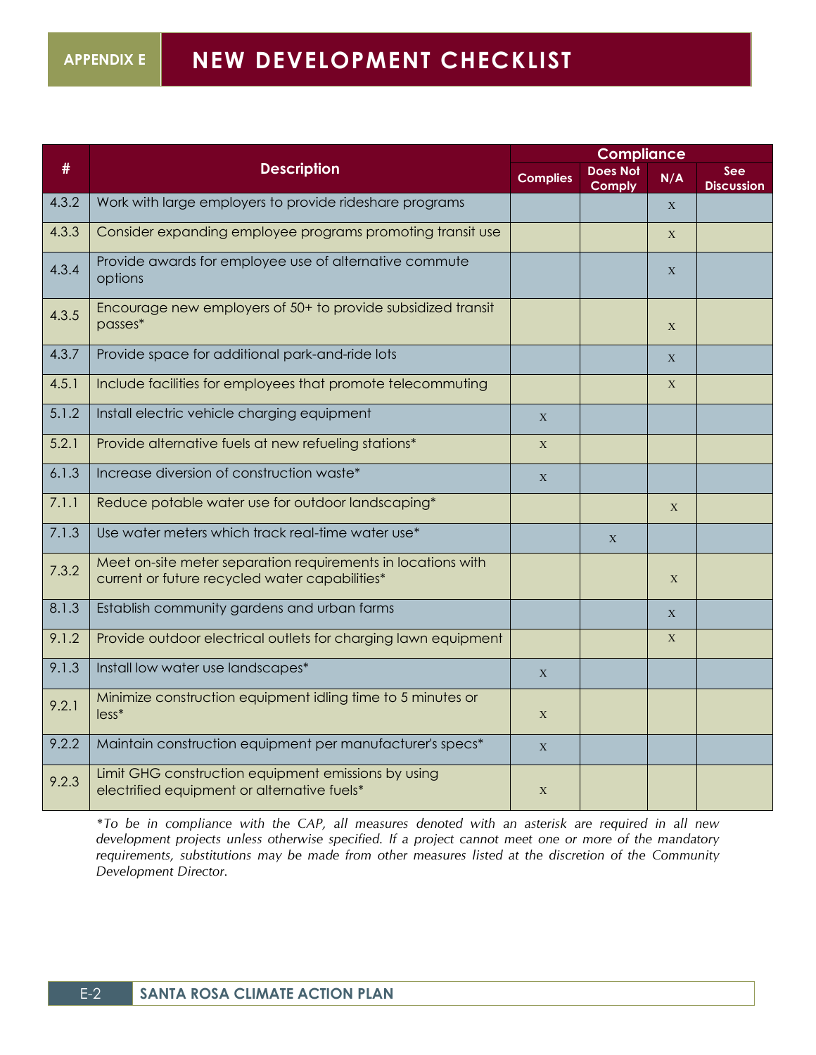# APPENDIX E NEW DEVELOPMENT CHECKLIST

| # | Description | Compliance | | | |
|---|---|---|---|---|---|
| | | Complies | Does Not Comply | N/A | See Discussion |
| 4.3.2 | Work with large employers to provide rideshare programs | | | x | |
| 4.3.3 | Consider expanding employee programs promoting transit use | | | x | |
| 4.3.4 | Provide awards for employee use of alternative commute options | | | x | |
| 4.3.5 | Encourage new employers of 50+ to provide subsidized transit passes* | | | x | |
| 4.3.7 | Provide space for additional park-and-ride lots | | | x | |
| 4.5.1 | Include facilities for employees that promote telecommuting | | | x | |
| 5.1.2 | Install electric vehicle charging equipment | x | | | |
| 5.2.1 | Provide alternative fuels at new refueling stations* | x | | | |
| 6.1.3 | Increase diversion of construction waste* | x | | | |
| 7.1.1 | Reduce potable water use for outdoor landscaping* | | | x | |
| 7.1.3 | Use water meters which track real-time water use* | | x | | |
| 7.3.2 | Meet on-site meter separation requirements in locations with current or future recycled water capabilities* | | | x | |
| 8.1.3 | Establish community gardens and urban farms | | | x | |
| 9.1.2 | Provide outdoor electrical outlets for charging lawn equipment | | | x | |
| 9.1.3 | Install low water use landscapes* | x | | | |
| 9.2.1 | Minimize construction equipment idling time to 5 minutes or less* | x | | | |
| 9.2.2 | Maintain construction equipment per manufacturer's specs* | x | | | |
| 9.2.3 | Limit GHG construction equipment emissions by using electrified equipment or alternative fuels* | x | | | |

*\*To be in compliance with the CAP, all measures denoted with an asterisk are required in all new development projects unless otherwise specified. If a project cannot meet one or more of the mandatory requirements, substitutions may be made from other measures listed at the discretion of the Community Development Director.*